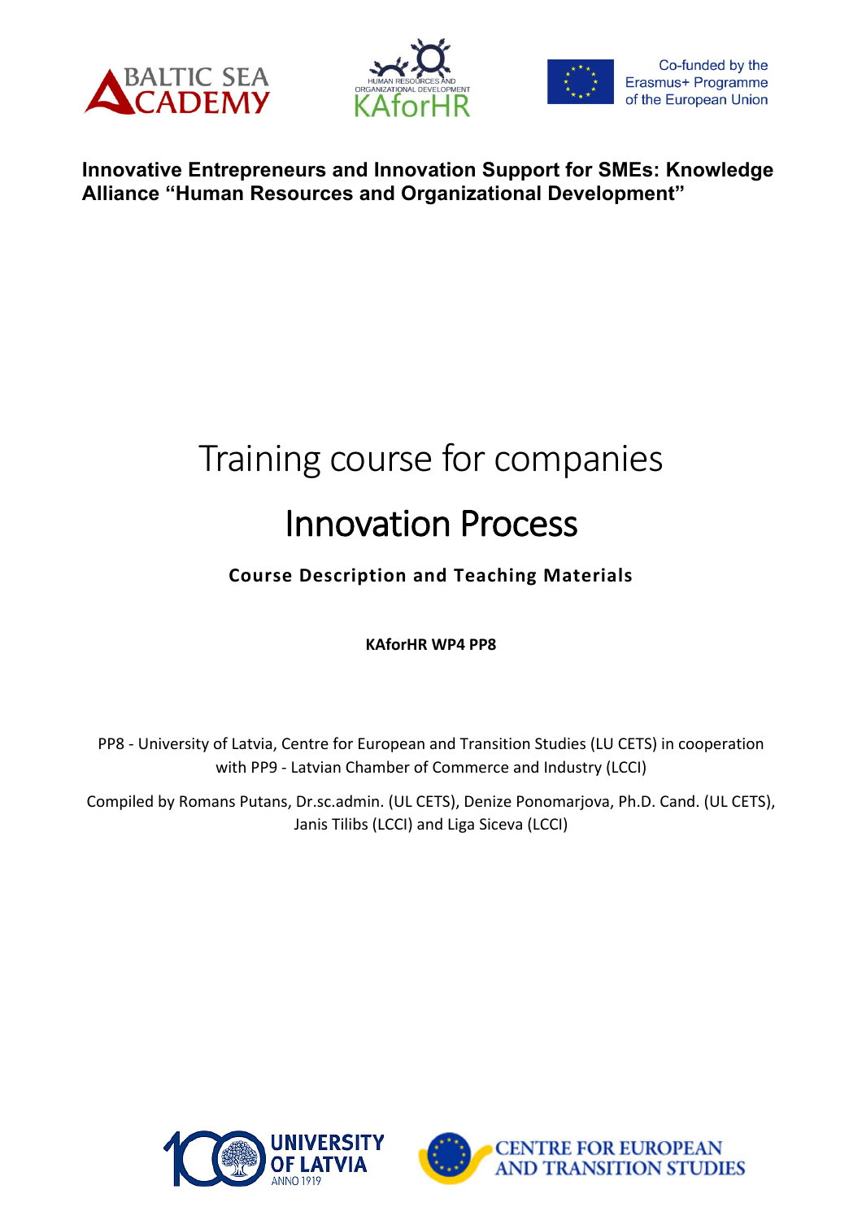**Innovative Entrepreneurs and Innovation Support for SMEs: Knowledge Alliance "Human Resources and Organizational Development"**

# Training course for companies

# Innovation Process

**Course Description and Teaching Materials**

**KAforHR WP4 PP8**

PP8 - University of Latvia, Centre for European and Transition Studies (LU CETS) in cooperation with PP9 - Latvian Chamber of Commerce and Industry (LCCI)

Compiled by Romans Putans, Dr.sc.admin. (UL CETS), Denize Ponomarjova, Ph.D. Cand. (UL CETS), Janis Tilibs (LCCI) and Liga Siceva (LCCI)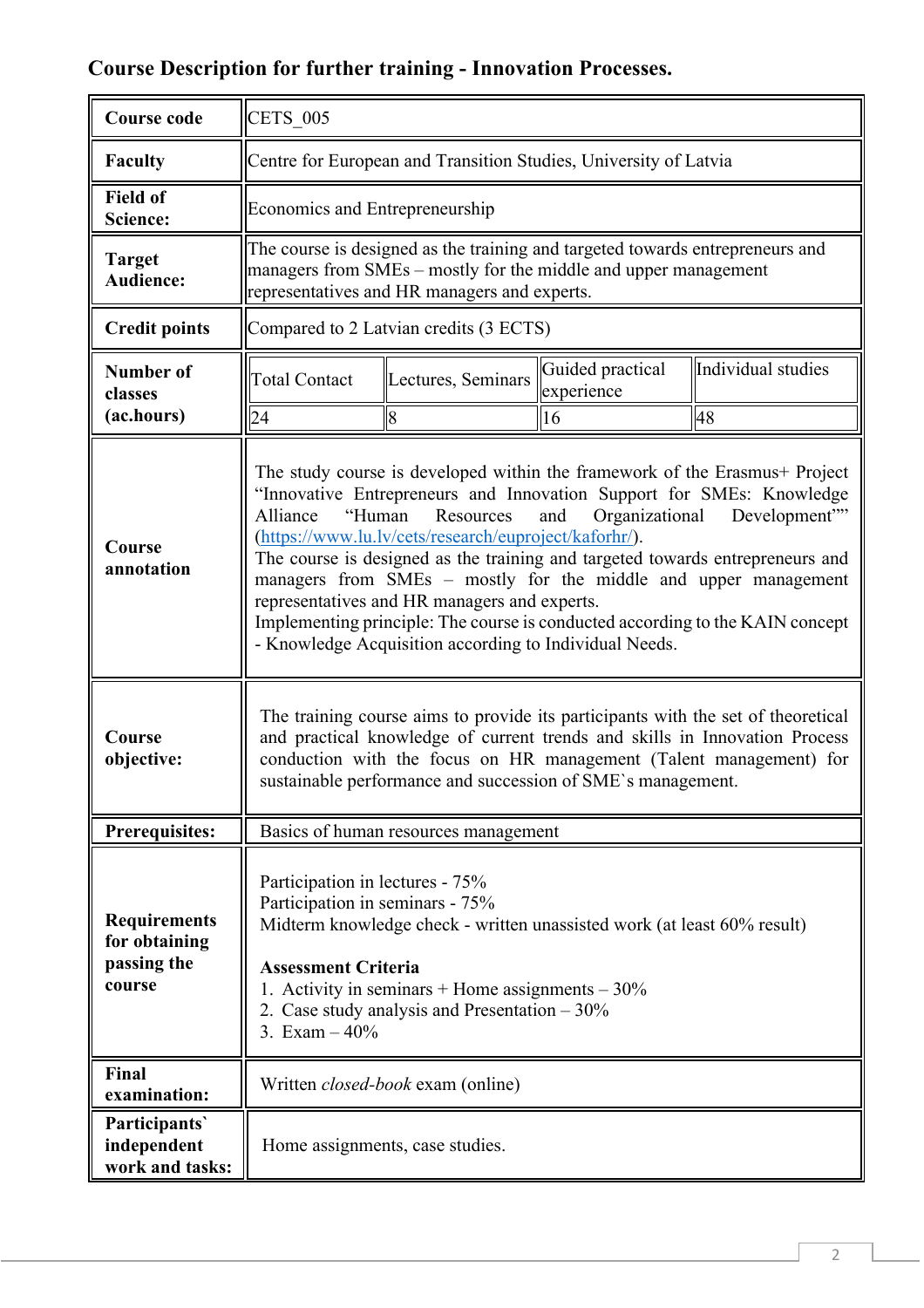## Course Description for further training - Innovation Processes.

| | |
|---|---|
| **Course code** | CETS_005 |
| **Faculty** | Centre for European and Transition Studies, University of Latvia |
| **Field of Science:** | Economics and Entrepreneurship |
| **Target Audience:** | The course is designed as the training and targeted towards entrepreneurs and managers from SMEs – mostly for the middle and upper management representatives and HR managers and experts. |
| **Credit points** | Compared to 2 Latvian credits (3 ECTS) |
| **Number of classes (ac.hours)** | Total Contact: 24; Lectures, Seminars: 8; Guided practical experience: 16; Individual studies: 48 |
| **Course annotation** | The study course is developed within the framework of the Erasmus+ Project "Innovative Entrepreneurs and Innovation Support for SMEs: Knowledge Alliance "Human Resources and Organizational Development"" (https://www.lu.lv/cets/research/euproject/kaforhr/).<br>The course is designed as the training and targeted towards entrepreneurs and managers from SMEs – mostly for the middle and upper management representatives and HR managers and experts.<br>Implementing principle: The course is conducted according to the KAIN concept - Knowledge Acquisition according to Individual Needs. |
| **Course objective:** | The training course aims to provide its participants with the set of theoretical and practical knowledge of current trends and skills in Innovation Process conduction with the focus on HR management (Talent management) for sustainable performance and succession of SME`s management. |
| **Prerequisites:** | Basics of human resources management |
| **Requirements for obtaining passing the course** | Participation in lectures - 75%<br>Participation in seminars - 75%<br>Midterm knowledge check - written unassisted work (at least 60% result)<br><br>**Assessment Criteria**<br>1. Activity in seminars + Home assignments – 30%<br>2. Case study analysis and Presentation – 30%<br>3. Exam – 40% |
| **Final examination:** | Written *closed-book* exam (online) |
| **Participants` independent work and tasks:** | Home assignments, case studies. |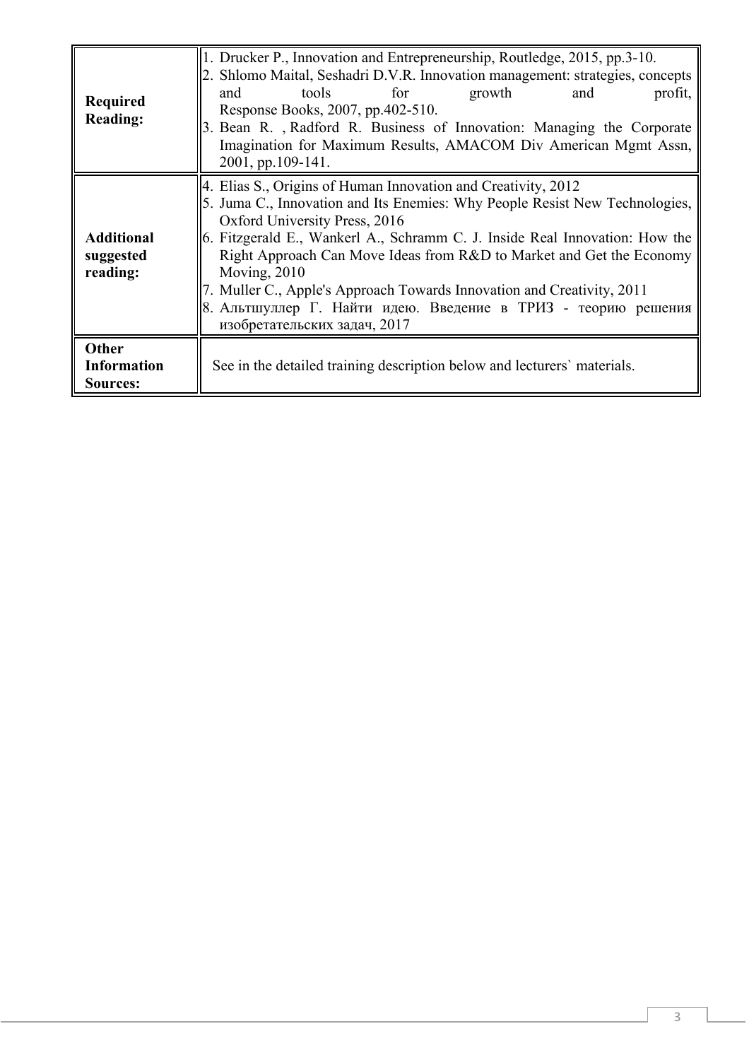| | |
|---|---|
| **Required Reading:** | 1. Drucker P., Innovation and Entrepreneurship, Routledge, 2015, pp.3-10.<br>2. Shlomo Maital, Seshadri D.V.R. Innovation management: strategies, concepts and tools for growth and profit, Response Books, 2007, pp.402-510.<br>3. Bean R. , Radford R. Business of Innovation: Managing the Corporate Imagination for Maximum Results, AMACOM Div American Mgmt Assn, 2001, pp.109-141. |
| **Additional suggested reading:** | 4. Elias S., Origins of Human Innovation and Creativity, 2012<br>5. Juma C., Innovation and Its Enemies: Why People Resist New Technologies, Oxford University Press, 2016<br>6. Fitzgerald E., Wankerl A., Schramm C. J. Inside Real Innovation: How the Right Approach Can Move Ideas from R&D to Market and Get the Economy Moving, 2010<br>7. Muller C., Apple's Approach Towards Innovation and Creativity, 2011<br>8. Альтшуллер Г. Найти идею. Введение в ТРИЗ - теорию решения изобретательских задач, 2017 |
| **Other Information Sources:** | See in the detailed training description below and lecturers` materials. |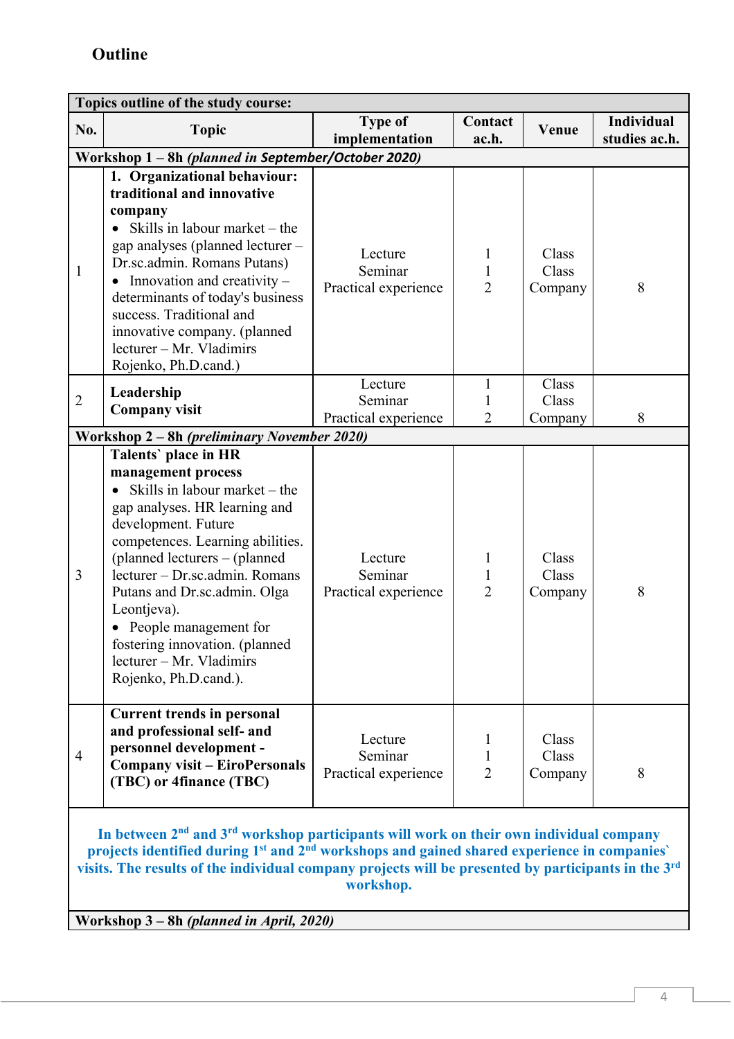## Outline

| Topics outline of the study course: | | | | | |
|---|---|---|---|---|---|
| **No.** | **Topic** | **Type of implementation** | **Contact ac.h.** | **Venue** | **Individual studies ac.h.** |
| **Workshop 1 – 8h** ***(planned in September/October 2020)*** | | | | | |
| 1 | **1. Organizational behaviour: traditional and innovative company**<br>• Skills in labour market – the gap analyses (planned lecturer – Dr.sc.admin. Romans Putans)<br>• Innovation and creativity – determinants of today's business success. Traditional and innovative company. (planned lecturer – Mr. Vladimirs Rojenko, Ph.D.cand.) | Lecture<br>Seminar<br>Practical experience | 1<br>1<br>2 | Class<br>Class<br>Company | 8 |
| 2 | **Leadership**<br>**Company visit** | Lecture<br>Seminar<br>Practical experience | 1<br>1<br>2 | Class<br>Class<br>Company | 8 |
| **Workshop 2 – 8h** ***(preliminary November 2020)*** | | | | | |
| 3 | **Talents` place in HR management process**<br>• Skills in labour market – the gap analyses. HR learning and development. Future competences. Learning abilities. (planned lecturers – (planned lecturer – Dr.sc.admin. Romans Putans and Dr.sc.admin. Olga Leontjeva).<br>• People management for fostering innovation. (planned lecturer – Mr. Vladimirs Rojenko, Ph.D.cand.). | Lecture<br>Seminar<br>Practical experience | 1<br>1<br>2 | Class<br>Class<br>Company | 8 |
| 4 | **Current trends in personal and professional self- and personnel development - Company visit – EiroPersonals (TBC) or 4finance (TBC)** | Lecture<br>Seminar<br>Practical experience | 1<br>1<br>2 | Class<br>Class<br>Company | 8 |
| **In between 2nd and 3rd workshop participants will work on their own individual company projects identified during 1st and 2nd workshops and gained shared experience in companies` visits. The results of the individual company projects will be presented by participants in the 3rd workshop.** | | | | | |
| **Workshop 3 – 8h** ***(planned in April, 2020)*** | | | | | |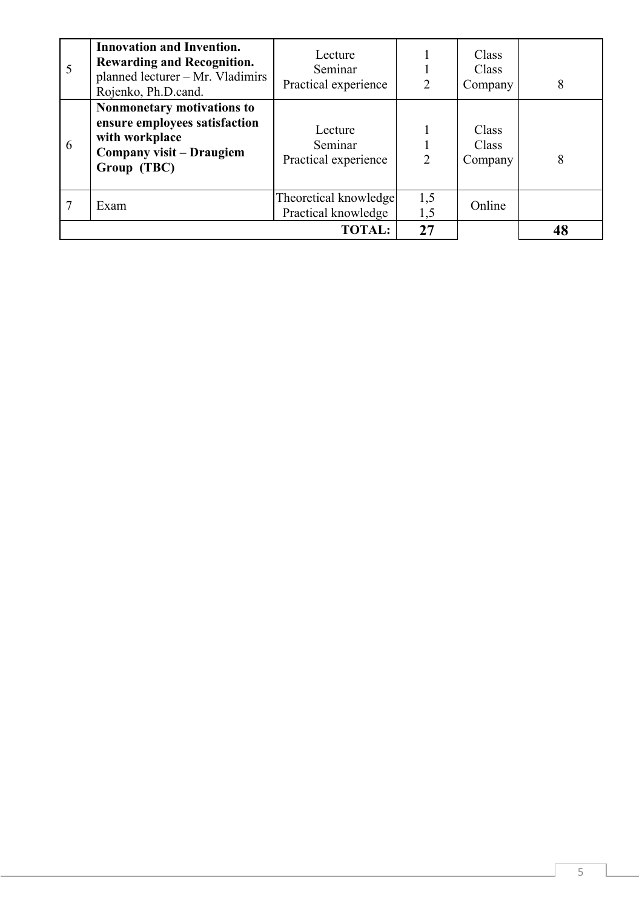| 5 | **Innovation and Invention. Rewarding and Recognition.** planned lecturer – Mr. Vladimirs Rojenko, Ph.D.cand. | Lecture<br>Seminar<br>Practical experience | 1<br>1<br>2 | Class<br>Class<br>Company | 8 |
|---|---|---|---|---|---|
| 6 | **Nonmonetary motivations to ensure employees satisfaction with workplace**<br>**Company visit – Draugiem Group (TBC)** | Lecture<br>Seminar<br>Practical experience | 1<br>1<br>2 | Class<br>Class<br>Company | 8 |
| 7 | Exam | Theoretical knowledge<br>Practical knowledge | 1,5<br>1,5 | Online | |
| | | **TOTAL:** | **27** | | **48** |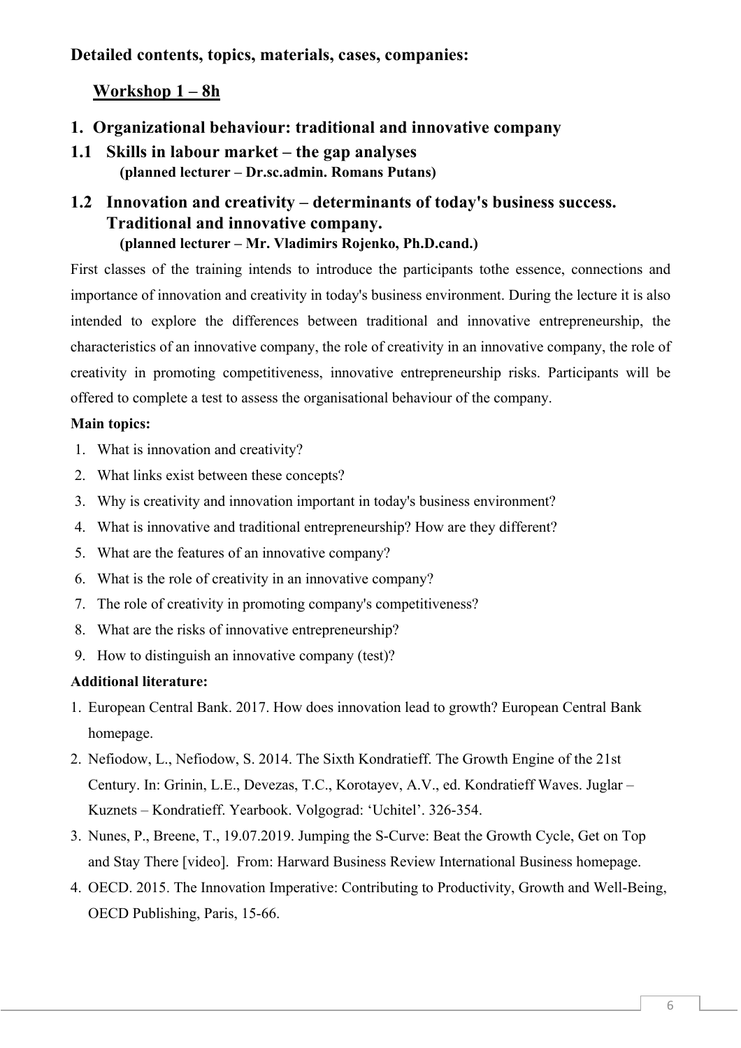**Detailed contents, topics, materials, cases, companies:**

## Workshop 1 – 8h

## 1. Organizational behaviour: traditional and innovative company

### 1.1 Skills in labour market – the gap analyses

**(planned lecturer – Dr.sc.admin. Romans Putans)**

### 1.2 Innovation and creativity – determinants of today's business success. Traditional and innovative company.

**(planned lecturer – Mr. Vladimirs Rojenko, Ph.D.cand.)**

First classes of the training intends to introduce the participants tothe essence, connections and importance of innovation and creativity in today's business environment. During the lecture it is also intended to explore the differences between traditional and innovative entrepreneurship, the characteristics of an innovative company, the role of creativity in an innovative company, the role of creativity in promoting competitiveness, innovative entrepreneurship risks. Participants will be offered to complete a test to assess the organisational behaviour of the company.

**Main topics:**

1. What is innovation and creativity?
2. What links exist between these concepts?
3. Why is creativity and innovation important in today's business environment?
4. What is innovative and traditional entrepreneurship? How are they different?
5. What are the features of an innovative company?
6. What is the role of creativity in an innovative company?
7. The role of creativity in promoting company's competitiveness?
8. What are the risks of innovative entrepreneurship?
9. How to distinguish an innovative company (test)?

**Additional literature:**

1. European Central Bank. 2017. How does innovation lead to growth? European Central Bank homepage.
2. Nefiodow, L., Nefiodow, S. 2014. The Sixth Kondratieff. The Growth Engine of the 21st Century. In: Grinin, L.E., Devezas, T.C., Korotayev, A.V., ed. Kondratieff Waves. Juglar – Kuznets – Kondratieff. Yearbook. Volgograd: 'Uchitel'. 326-354.
3. Nunes, P., Breene, T., 19.07.2019. Jumping the S-Curve: Beat the Growth Cycle, Get on Top and Stay There [video]. From: Harward Business Review International Business homepage.
4. OECD. 2015. The Innovation Imperative: Contributing to Productivity, Growth and Well-Being, OECD Publishing, Paris, 15-66.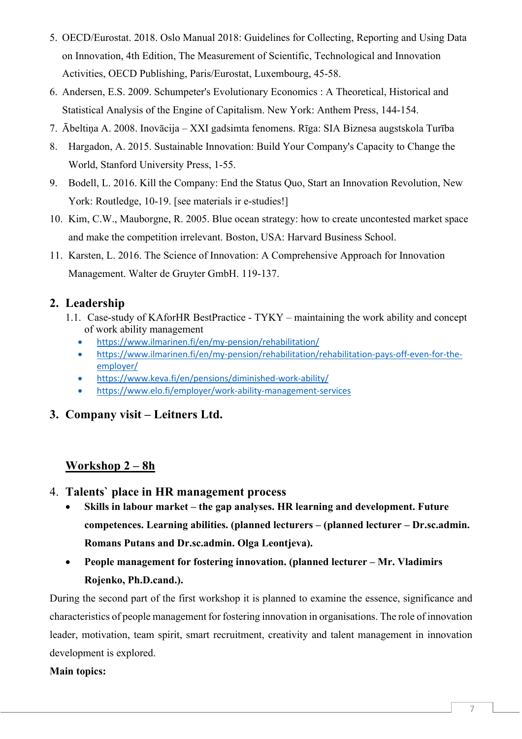5. OECD/Eurostat. 2018. Oslo Manual 2018: Guidelines for Collecting, Reporting and Using Data on Innovation, 4th Edition, The Measurement of Scientific, Technological and Innovation Activities, OECD Publishing, Paris/Eurostat, Luxembourg, 45-58.
6. Andersen, E.S. 2009. Schumpeter's Evolutionary Economics : A Theoretical, Historical and Statistical Analysis of the Engine of Capitalism. New York: Anthem Press, 144-154.
7. Ābeltiņa A. 2008. Inovācija – XXI gadsimta fenomens. Rīga: SIA Biznesa augstskola Turība
8. Hargadon, A. 2015. Sustainable Innovation: Build Your Company's Capacity to Change the World, Stanford University Press, 1-55.
9. Bodell, L. 2016. Kill the Company: End the Status Quo, Start an Innovation Revolution, New York: Routledge, 10-19. [see materials ir e-studies!]
10. Kim, C.W., Mauborgne, R. 2005. Blue ocean strategy: how to create uncontested market space and make the competition irrelevant. Boston, USA: Harvard Business School.
11. Karsten, L. 2016. The Science of Innovation: A Comprehensive Approach for Innovation Management. Walter de Gruyter GmbH. 119-137.

## 2. Leadership

1.1. Case-study of KAforHR BestPractice - TYKY – maintaining the work ability and concept of work ability management

- https://www.ilmarinen.fi/en/my-pension/rehabilitation/
- https://www.ilmarinen.fi/en/my-pension/rehabilitation/rehabilitation-pays-off-even-for-the-employer/
- https://www.keva.fi/en/pensions/diminished-work-ability/
- https://www.elo.fi/employer/work-ability-management-services

## 3. Company visit – Leitners Ltd.

## Workshop 2 – 8h

## 4. Talents` place in HR management process

- **Skills in labour market – the gap analyses. HR learning and development. Future competences. Learning abilities. (planned lecturers – (planned lecturer – Dr.sc.admin. Romans Putans and Dr.sc.admin. Olga Leontjeva).**
- **People management for fostering innovation. (planned lecturer – Mr. Vladimirs Rojenko, Ph.D.cand.).**

During the second part of the first workshop it is planned to examine the essence, significance and characteristics of people management for fostering innovation in organisations. The role of innovation leader, motivation, team spirit, smart recruitment, creativity and talent management in innovation development is explored.

**Main topics:**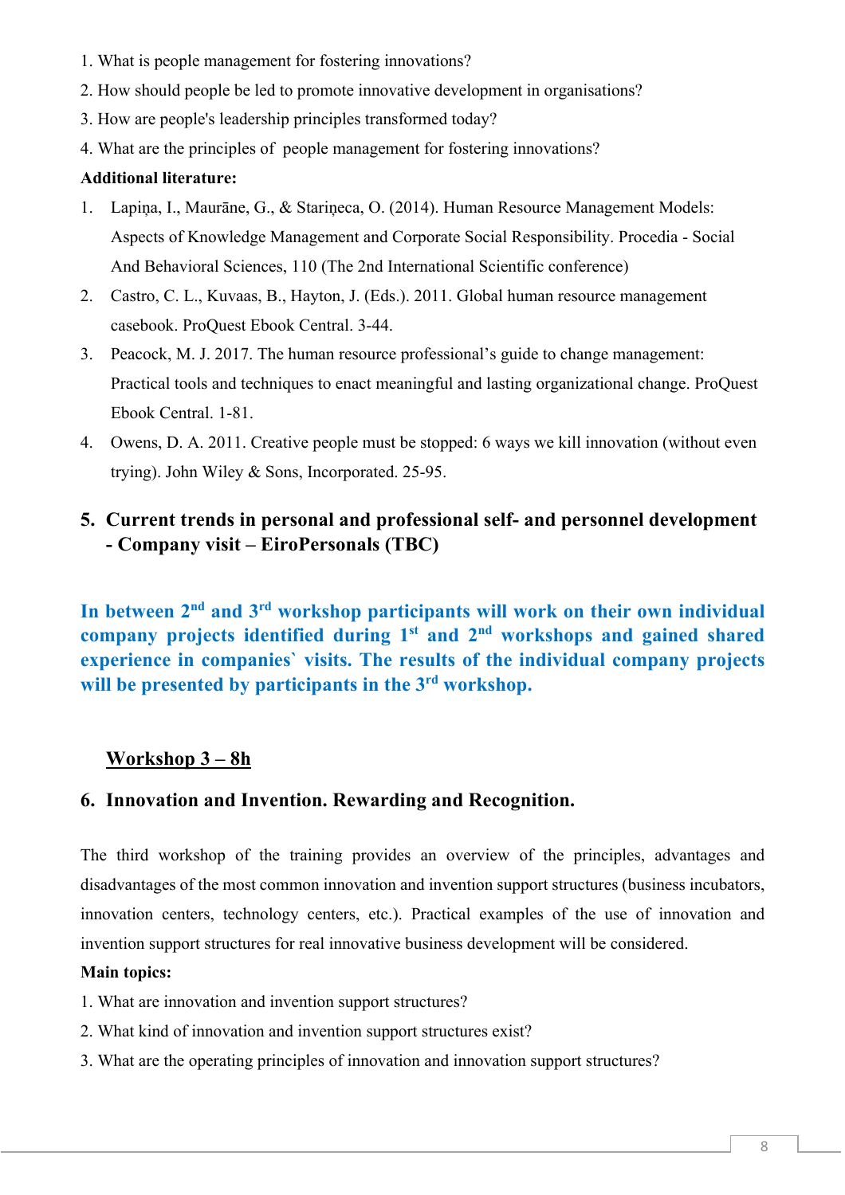1. What is people management for fostering innovations?
2. How should people be led to promote innovative development in organisations?
3. How are people's leadership principles transformed today?
4. What are the principles of people management for fostering innovations?

**Additional literature:**

1. Lapiņa, I., Maurāne, G., & Stariņeca, O. (2014). Human Resource Management Models: Aspects of Knowledge Management and Corporate Social Responsibility. Procedia - Social And Behavioral Sciences, 110 (The 2nd International Scientific conference)
2. Castro, C. L., Kuvaas, B., Hayton, J. (Eds.). 2011. Global human resource management casebook. ProQuest Ebook Central. 3-44.
3. Peacock, M. J. 2017. The human resource professional's guide to change management: Practical tools and techniques to enact meaningful and lasting organizational change. ProQuest Ebook Central. 1-81.
4. Owens, D. A. 2011. Creative people must be stopped: 6 ways we kill innovation (without even trying). John Wiley & Sons, Incorporated. 25-95.

## 5. Current trends in personal and professional self- and personnel development - Company visit – EiroPersonals (TBC)

**In between 2nd and 3rd workshop participants will work on their own individual company projects identified during 1st and 2nd workshops and gained shared experience in companies` visits. The results of the individual company projects will be presented by participants in the 3rd workshop.**

## Workshop 3 – 8h

## 6. Innovation and Invention. Rewarding and Recognition.

The third workshop of the training provides an overview of the principles, advantages and disadvantages of the most common innovation and invention support structures (business incubators, innovation centers, technology centers, etc.). Practical examples of the use of innovation and invention support structures for real innovative business development will be considered.

**Main topics:**

1. What are innovation and invention support structures?
2. What kind of innovation and invention support structures exist?
3. What are the operating principles of innovation and innovation support structures?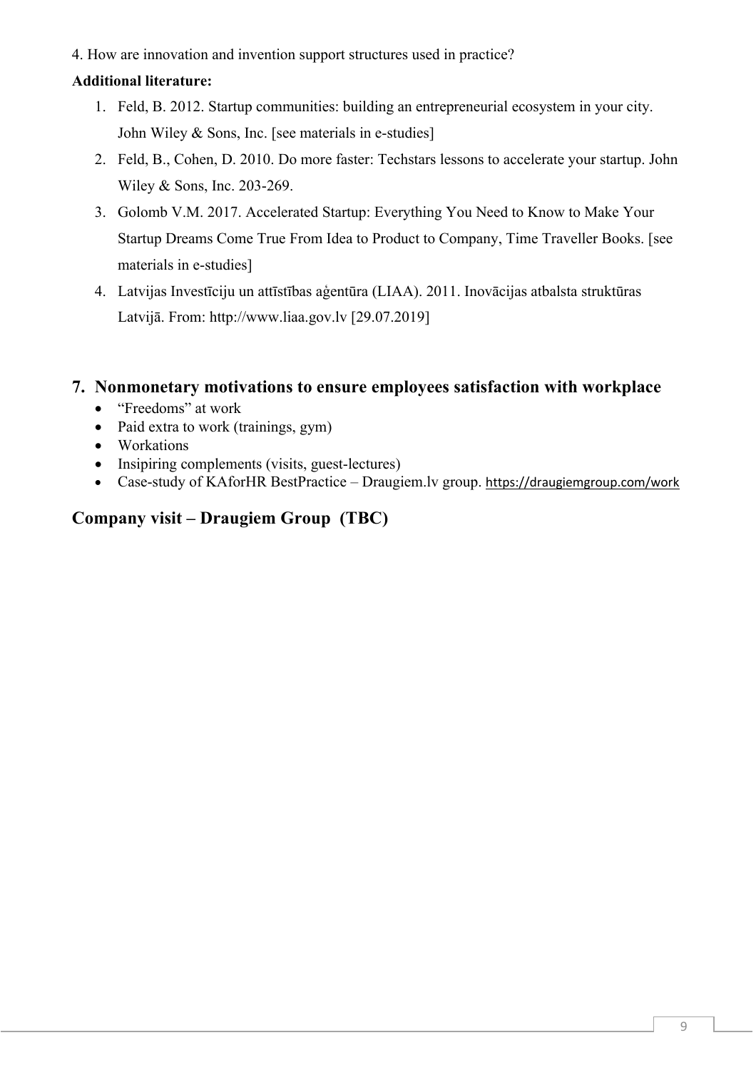4. How are innovation and invention support structures used in practice?

**Additional literature:**

1. Feld, B. 2012. Startup communities: building an entrepreneurial ecosystem in your city. John Wiley & Sons, Inc. [see materials in e-studies]
2. Feld, B., Cohen, D. 2010. Do more faster: Techstars lessons to accelerate your startup. John Wiley & Sons, Inc. 203-269.
3. Golomb V.M. 2017. Accelerated Startup: Everything You Need to Know to Make Your Startup Dreams Come True From Idea to Product to Company, Time Traveller Books. [see materials in e-studies]
4. Latvijas Investīciju un attīstības aģentūra (LIAA). 2011. Inovācijas atbalsta struktūras Latvijā. From: http://www.liaa.gov.lv [29.07.2019]

## 7. Nonmonetary motivations to ensure employees satisfaction with workplace

- "Freedoms" at work
- Paid extra to work (trainings, gym)
- Workations
- Insipiring complements (visits, guest-lectures)
- Case-study of KAforHR BestPractice – Draugiem.lv group. https://draugiemgroup.com/work

## Company visit – Draugiem Group (TBC)